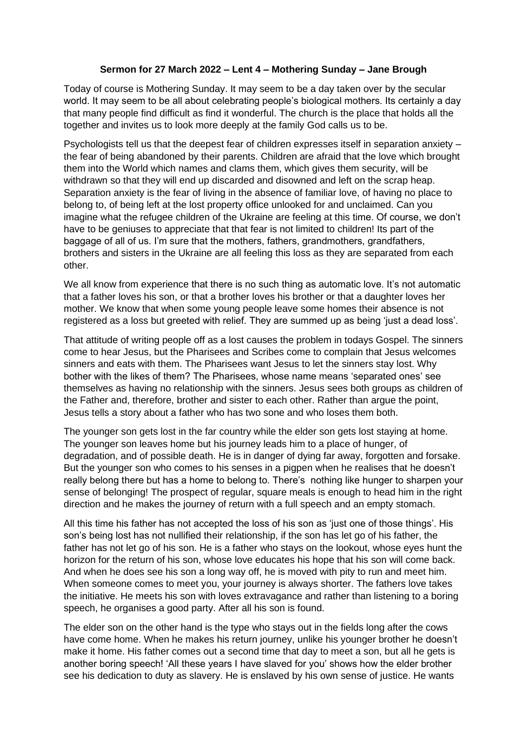**Sermon for 27 March 2022 – Lent 4 – Mothering Sunday – Jane Brough**

Today of course is Mothering Sunday. It may seem to be a day taken over by the secular world. It may seem to be all about celebrating people's biological mothers. Its certainly a day that many people find difficult as find it wonderful. The church is the place that holds all the together and invites us to look more deeply at the family God calls us to be.

Psychologists tell us that the deepest fear of children expresses itself in separation anxiety – the fear of being abandoned by their parents. Children are afraid that the love which brought them into the World which names and clams them, which gives them security, will be withdrawn so that they will end up discarded and disowned and left on the scrap heap. Separation anxiety is the fear of living in the absence of familiar love, of having no place to belong to, of being left at the lost property office unlooked for and unclaimed. Can you imagine what the refugee children of the Ukraine are feeling at this time. Of course, we don't have to be geniuses to appreciate that that fear is not limited to children! Its part of the baggage of all of us. I'm sure that the mothers, fathers, grandmothers, grandfathers, brothers and sisters in the Ukraine are all feeling this loss as they are separated from each other.

We all know from experience that there is no such thing as automatic love. It's not automatic that a father loves his son, or that a brother loves his brother or that a daughter loves her mother. We know that when some young people leave some homes their absence is not registered as a loss but greeted with relief. They are summed up as being 'just a dead loss'.

That attitude of writing people off as a lost causes the problem in todays Gospel. The sinners come to hear Jesus, but the Pharisees and Scribes come to complain that Jesus welcomes sinners and eats with them. The Pharisees want Jesus to let the sinners stay lost. Why bother with the likes of them? The Pharisees, whose name means 'separated ones' see themselves as having no relationship with the sinners. Jesus sees both groups as children of the Father and, therefore, brother and sister to each other. Rather than argue the point, Jesus tells a story about a father who has two sone and who loses them both.

The younger son gets lost in the far country while the elder son gets lost staying at home. The younger son leaves home but his journey leads him to a place of hunger, of degradation, and of possible death. He is in danger of dying far away, forgotten and forsake. But the younger son who comes to his senses in a pigpen when he realises that he doesn't really belong there but has a home to belong to. There's nothing like hunger to sharpen your sense of belonging! The prospect of regular, square meals is enough to head him in the right direction and he makes the journey of return with a full speech and an empty stomach.

All this time his father has not accepted the loss of his son as 'just one of those things'. His son's being lost has not nullified their relationship, if the son has let go of his father, the father has not let go of his son. He is a father who stays on the lookout, whose eyes hunt the horizon for the return of his son, whose love educates his hope that his son will come back. And when he does see his son a long way off, he is moved with pity to run and meet him. When someone comes to meet you, your journey is always shorter. The fathers love takes the initiative. He meets his son with loves extravagance and rather than listening to a boring speech, he organises a good party. After all his son is found.

The elder son on the other hand is the type who stays out in the fields long after the cows have come home. When he makes his return journey, unlike his younger brother he doesn't make it home. His father comes out a second time that day to meet a son, but all he gets is another boring speech! 'All these years I have slaved for you' shows how the elder brother see his dedication to duty as slavery. He is enslaved by his own sense of justice. He wants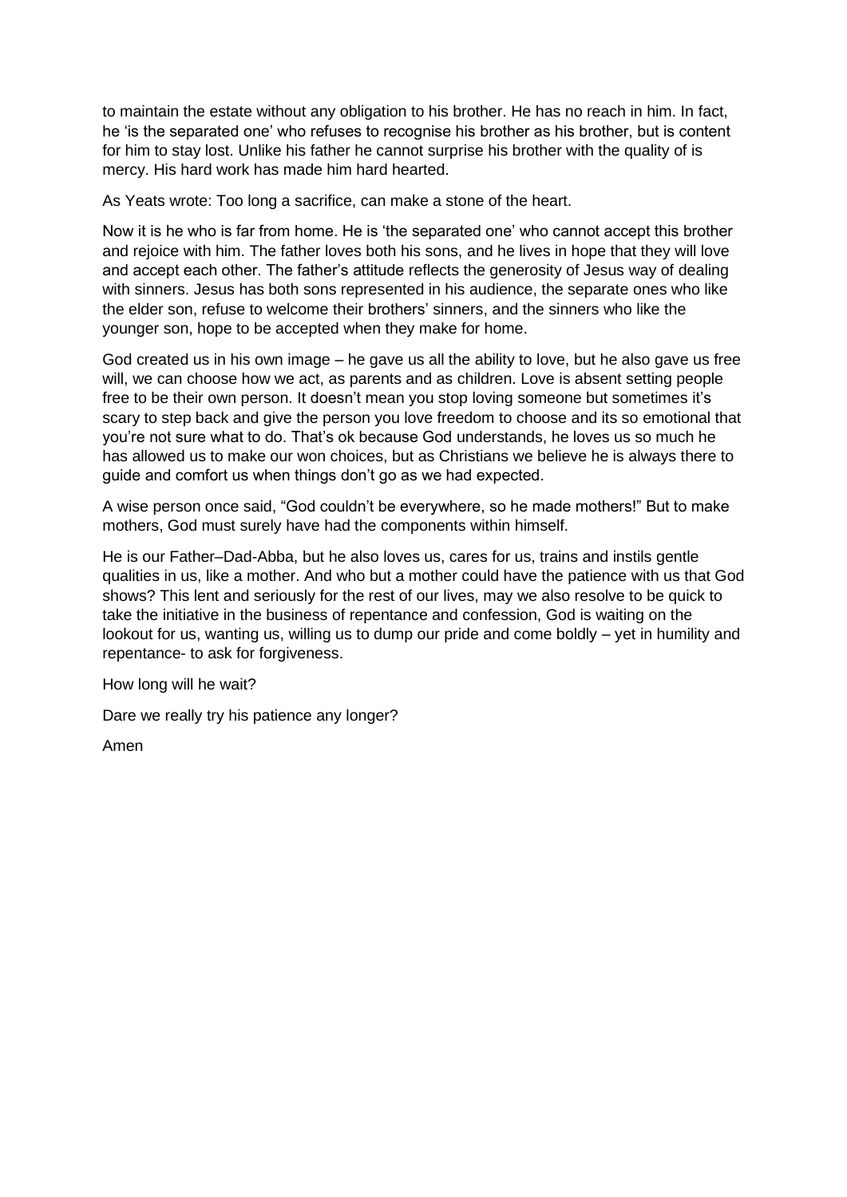to maintain the estate without any obligation to his brother. He has no reach in him. In fact, he 'is the separated one' who refuses to recognise his brother as his brother, but is content for him to stay lost. Unlike his father he cannot surprise his brother with the quality of is mercy. His hard work has made him hard hearted.

As Yeats wrote: Too long a sacrifice, can make a stone of the heart.

Now it is he who is far from home. He is 'the separated one' who cannot accept this brother and rejoice with him. The father loves both his sons, and he lives in hope that they will love and accept each other. The father's attitude reflects the generosity of Jesus way of dealing with sinners. Jesus has both sons represented in his audience, the separate ones who like the elder son, refuse to welcome their brothers' sinners, and the sinners who like the younger son, hope to be accepted when they make for home.

God created us in his own image – he gave us all the ability to love, but he also gave us free will, we can choose how we act, as parents and as children. Love is absent setting people free to be their own person. It doesn't mean you stop loving someone but sometimes it's scary to step back and give the person you love freedom to choose and its so emotional that you're not sure what to do. That's ok because God understands, he loves us so much he has allowed us to make our won choices, but as Christians we believe he is always there to guide and comfort us when things don't go as we had expected.

A wise person once said, "God couldn't be everywhere, so he made mothers!" But to make mothers, God must surely have had the components within himself.

He is our Father–Dad-Abba, but he also loves us, cares for us, trains and instils gentle qualities in us, like a mother. And who but a mother could have the patience with us that God shows? This lent and seriously for the rest of our lives, may we also resolve to be quick to take the initiative in the business of repentance and confession, God is waiting on the lookout for us, wanting us, willing us to dump our pride and come boldly – yet in humility and repentance- to ask for forgiveness.

How long will he wait?

Dare we really try his patience any longer?

Amen